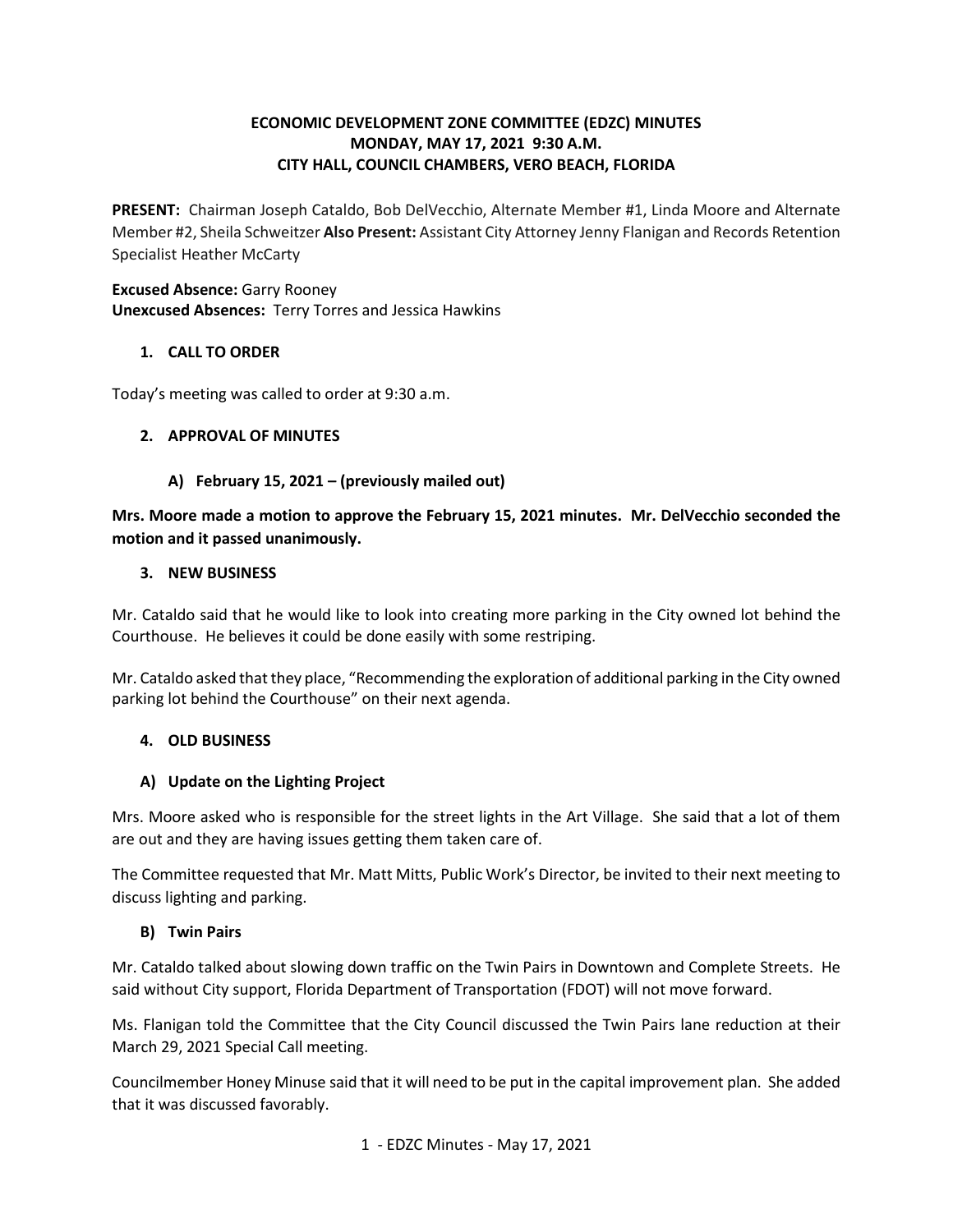# ECONOMIC DEVELOPMENT ZONE COMMITTEE (EDZC) MINUTES
## MONDAY, MAY 17, 2021 9:30 A.M.
## CITY HALL, COUNCIL CHAMBERS, VERO BEACH, FLORIDA

**PRESENT:** Chairman Joseph Cataldo, Bob DelVecchio, Alternate Member #1, Linda Moore and Alternate Member #2, Sheila Schweitzer **Also Present:** Assistant City Attorney Jenny Flanigan and Records Retention Specialist Heather McCarty

**Excused Absence:** Garry Rooney
**Unexcused Absences:** Terry Torres and Jessica Hawkins

### 1. CALL TO ORDER

Today's meeting was called to order at 9:30 a.m.

### 2. APPROVAL OF MINUTES

#### A) February 15, 2021 – (previously mailed out)

**Mrs. Moore made a motion to approve the February 15, 2021 minutes. Mr. DelVecchio seconded the motion and it passed unanimously.**

### 3. NEW BUSINESS

Mr. Cataldo said that he would like to look into creating more parking in the City owned lot behind the Courthouse. He believes it could be done easily with some restriping.

Mr. Cataldo asked that they place, "Recommending the exploration of additional parking in the City owned parking lot behind the Courthouse" on their next agenda.

### 4. OLD BUSINESS

#### A) Update on the Lighting Project

Mrs. Moore asked who is responsible for the street lights in the Art Village. She said that a lot of them are out and they are having issues getting them taken care of.

The Committee requested that Mr. Matt Mitts, Public Work's Director, be invited to their next meeting to discuss lighting and parking.

#### B) Twin Pairs

Mr. Cataldo talked about slowing down traffic on the Twin Pairs in Downtown and Complete Streets. He said without City support, Florida Department of Transportation (FDOT) will not move forward.

Ms. Flanigan told the Committee that the City Council discussed the Twin Pairs lane reduction at their March 29, 2021 Special Call meeting.

Councilmember Honey Minuse said that it will need to be put in the capital improvement plan. She added that it was discussed favorably.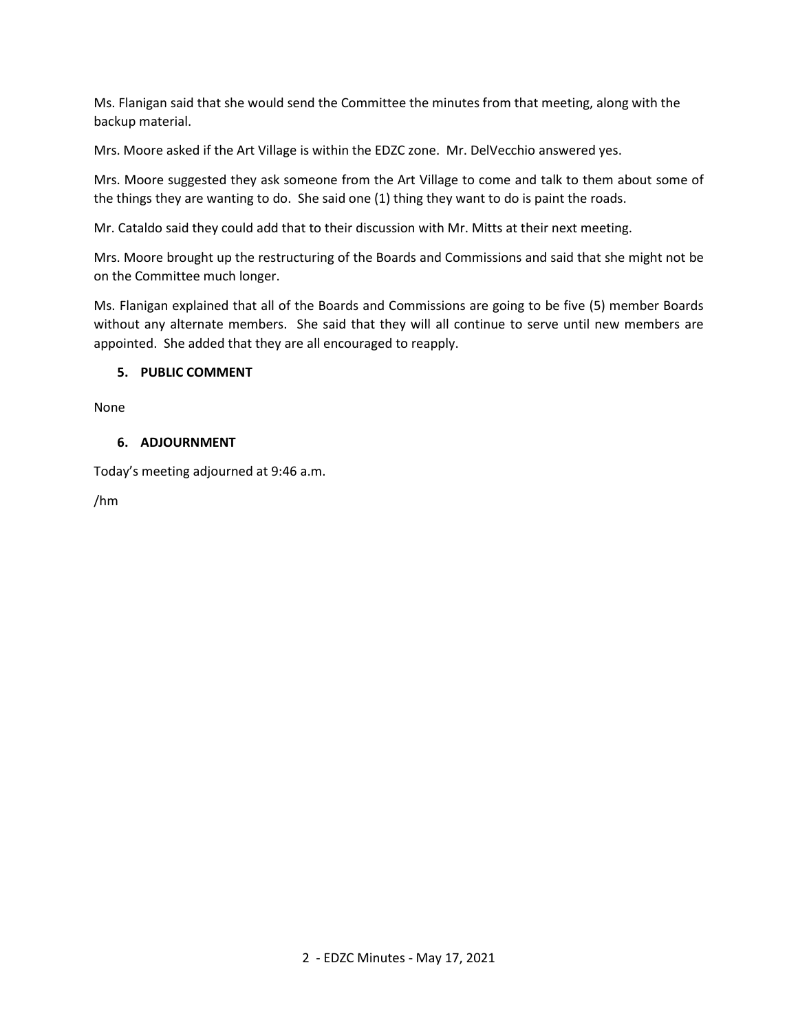Ms. Flanigan said that she would send the Committee the minutes from that meeting, along with the backup material.

Mrs. Moore asked if the Art Village is within the EDZC zone. Mr. DelVecchio answered yes.

Mrs. Moore suggested they ask someone from the Art Village to come and talk to them about some of the things they are wanting to do. She said one (1) thing they want to do is paint the roads.

Mr. Cataldo said they could add that to their discussion with Mr. Mitts at their next meeting.

Mrs. Moore brought up the restructuring of the Boards and Commissions and said that she might not be on the Committee much longer.

Ms. Flanigan explained that all of the Boards and Commissions are going to be five (5) member Boards without any alternate members. She said that they will all continue to serve until new members are appointed. She added that they are all encouraged to reapply.

## 5. PUBLIC COMMENT

None

## 6. ADJOURNMENT

Today's meeting adjourned at 9:46 a.m.

/hm